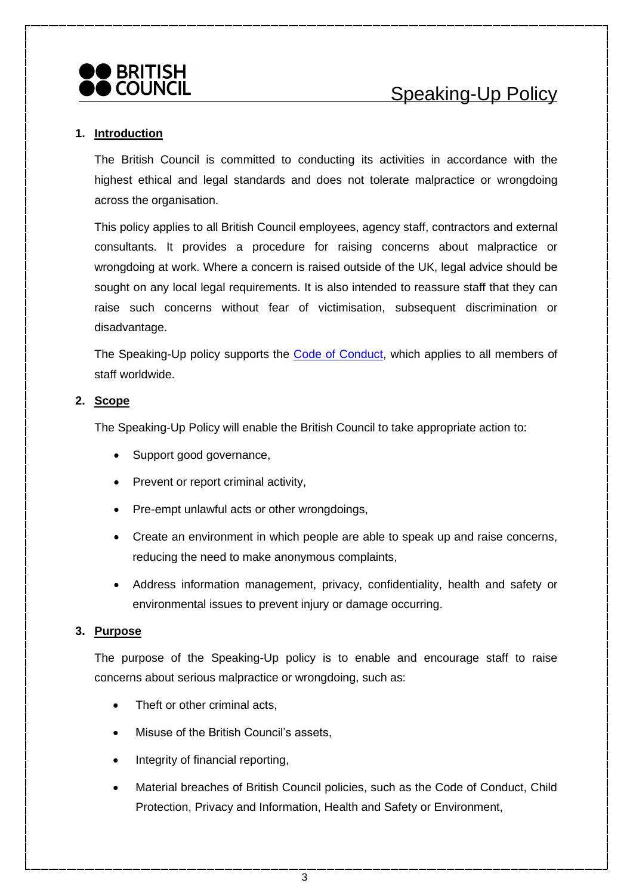BRITISH COUNCIL

# Speaking-Up Policy

## 1. Introduction

The British Council is committed to conducting its activities in accordance with the highest ethical and legal standards and does not tolerate malpractice or wrongdoing across the organisation.

This policy applies to all British Council employees, agency staff, contractors and external consultants. It provides a procedure for raising concerns about malpractice or wrongdoing at work. Where a concern is raised outside of the UK, legal advice should be sought on any local legal requirements. It is also intended to reassure staff that they can raise such concerns without fear of victimisation, subsequent discrimination or disadvantage.

The Speaking-Up policy supports the Code of Conduct, which applies to all members of staff worldwide.

## 2. Scope

The Speaking-Up Policy will enable the British Council to take appropriate action to:

- Support good governance,
- Prevent or report criminal activity,
- Pre-empt unlawful acts or other wrongdoings,
- Create an environment in which people are able to speak up and raise concerns, reducing the need to make anonymous complaints,
- Address information management, privacy, confidentiality, health and safety or environmental issues to prevent injury or damage occurring.

## 3. Purpose

The purpose of the Speaking-Up policy is to enable and encourage staff to raise concerns about serious malpractice or wrongdoing, such as:

- Theft or other criminal acts,
- Misuse of the British Council's assets,
- Integrity of financial reporting,
- Material breaches of British Council policies, such as the Code of Conduct, Child Protection, Privacy and Information, Health and Safety or Environment,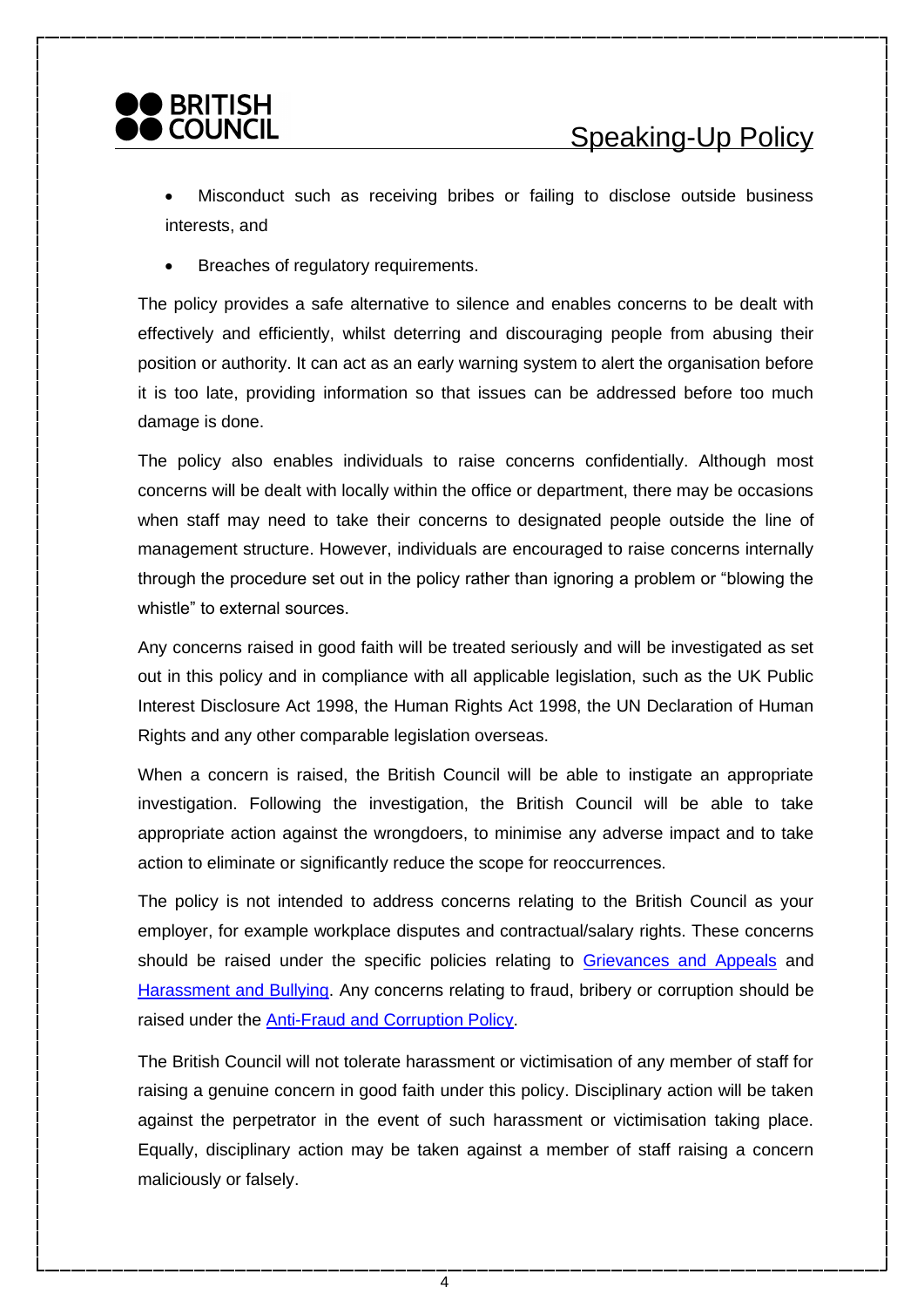- Misconduct such as receiving bribes or failing to disclose outside business interests, and
- Breaches of regulatory requirements.

The policy provides a safe alternative to silence and enables concerns to be dealt with effectively and efficiently, whilst deterring and discouraging people from abusing their position or authority. It can act as an early warning system to alert the organisation before it is too late, providing information so that issues can be addressed before too much damage is done.

The policy also enables individuals to raise concerns confidentially. Although most concerns will be dealt with locally within the office or department, there may be occasions when staff may need to take their concerns to designated people outside the line of management structure. However, individuals are encouraged to raise concerns internally through the procedure set out in the policy rather than ignoring a problem or "blowing the whistle" to external sources.

Any concerns raised in good faith will be treated seriously and will be investigated as set out in this policy and in compliance with all applicable legislation, such as the UK Public Interest Disclosure Act 1998, the Human Rights Act 1998, the UN Declaration of Human Rights and any other comparable legislation overseas.

When a concern is raised, the British Council will be able to instigate an appropriate investigation. Following the investigation, the British Council will be able to take appropriate action against the wrongdoers, to minimise any adverse impact and to take action to eliminate or significantly reduce the scope for reoccurrences.

The policy is not intended to address concerns relating to the British Council as your employer, for example workplace disputes and contractual/salary rights. These concerns should be raised under the specific policies relating to Grievances and Appeals and Harassment and Bullying. Any concerns relating to fraud, bribery or corruption should be raised under the Anti-Fraud and Corruption Policy.

The British Council will not tolerate harassment or victimisation of any member of staff for raising a genuine concern in good faith under this policy. Disciplinary action will be taken against the perpetrator in the event of such harassment or victimisation taking place. Equally, disciplinary action may be taken against a member of staff raising a concern maliciously or falsely.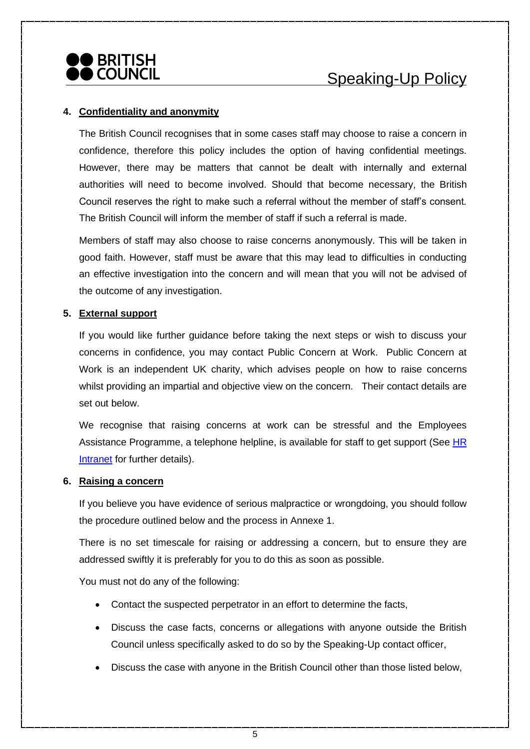## 4. Confidentiality and anonymity

The British Council recognises that in some cases staff may choose to raise a concern in confidence, therefore this policy includes the option of having confidential meetings. However, there may be matters that cannot be dealt with internally and external authorities will need to become involved. Should that become necessary, the British Council reserves the right to make such a referral without the member of staff's consent. The British Council will inform the member of staff if such a referral is made.

Members of staff may also choose to raise concerns anonymously. This will be taken in good faith. However, staff must be aware that this may lead to difficulties in conducting an effective investigation into the concern and will mean that you will not be advised of the outcome of any investigation.

## 5. External support

If you would like further guidance before taking the next steps or wish to discuss your concerns in confidence, you may contact Public Concern at Work. Public Concern at Work is an independent UK charity, which advises people on how to raise concerns whilst providing an impartial and objective view on the concern. Their contact details are set out below.

We recognise that raising concerns at work can be stressful and the Employees Assistance Programme, a telephone helpline, is available for staff to get support (See HR Intranet for further details).

## 6. Raising a concern

If you believe you have evidence of serious malpractice or wrongdoing, you should follow the procedure outlined below and the process in Annexe 1.

There is no set timescale for raising or addressing a concern, but to ensure they are addressed swiftly it is preferably for you to do this as soon as possible.

You must not do any of the following:

- Contact the suspected perpetrator in an effort to determine the facts,
- Discuss the case facts, concerns or allegations with anyone outside the British Council unless specifically asked to do so by the Speaking-Up contact officer,
- Discuss the case with anyone in the British Council other than those listed below,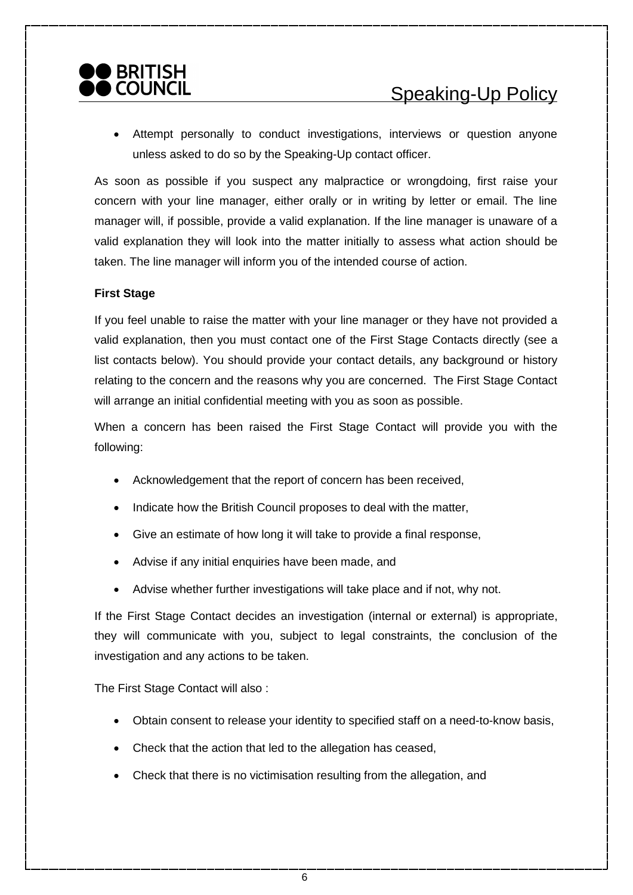- Attempt personally to conduct investigations, interviews or question anyone unless asked to do so by the Speaking-Up contact officer.

As soon as possible if you suspect any malpractice or wrongdoing, first raise your concern with your line manager, either orally or in writing by letter or email. The line manager will, if possible, provide a valid explanation. If the line manager is unaware of a valid explanation they will look into the matter initially to assess what action should be taken. The line manager will inform you of the intended course of action.

**First Stage**

If you feel unable to raise the matter with your line manager or they have not provided a valid explanation, then you must contact one of the First Stage Contacts directly (see a list contacts below). You should provide your contact details, any background or history relating to the concern and the reasons why you are concerned. The First Stage Contact will arrange an initial confidential meeting with you as soon as possible.

When a concern has been raised the First Stage Contact will provide you with the following:

- Acknowledgement that the report of concern has been received,
- Indicate how the British Council proposes to deal with the matter,
- Give an estimate of how long it will take to provide a final response,
- Advise if any initial enquiries have been made, and
- Advise whether further investigations will take place and if not, why not.

If the First Stage Contact decides an investigation (internal or external) is appropriate, they will communicate with you, subject to legal constraints, the conclusion of the investigation and any actions to be taken.

The First Stage Contact will also :

- Obtain consent to release your identity to specified staff on a need-to-know basis,
- Check that the action that led to the allegation has ceased,
- Check that there is no victimisation resulting from the allegation, and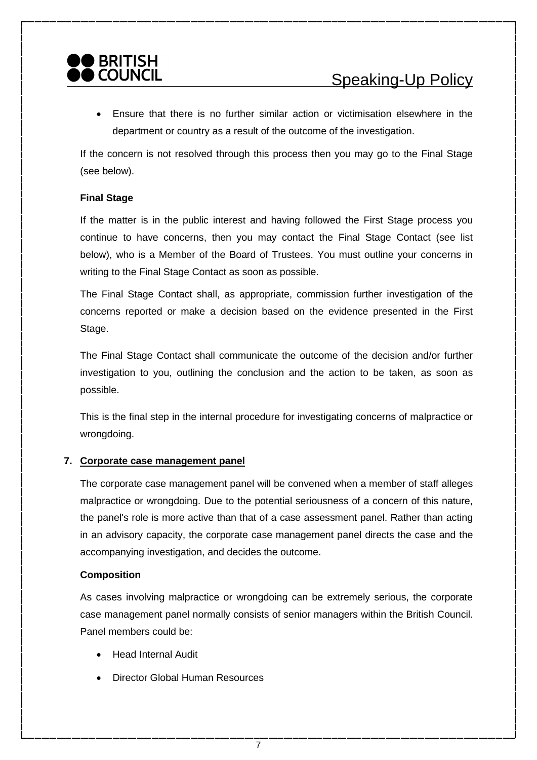- Ensure that there is no further similar action or victimisation elsewhere in the department or country as a result of the outcome of the investigation.

If the concern is not resolved through this process then you may go to the Final Stage (see below).

**Final Stage**

If the matter is in the public interest and having followed the First Stage process you continue to have concerns, then you may contact the Final Stage Contact (see list below), who is a Member of the Board of Trustees. You must outline your concerns in writing to the Final Stage Contact as soon as possible.

The Final Stage Contact shall, as appropriate, commission further investigation of the concerns reported or make a decision based on the evidence presented in the First Stage.

The Final Stage Contact shall communicate the outcome of the decision and/or further investigation to you, outlining the conclusion and the action to be taken, as soon as possible.

This is the final step in the internal procedure for investigating concerns of malpractice or wrongdoing.

## 7. Corporate case management panel

The corporate case management panel will be convened when a member of staff alleges malpractice or wrongdoing. Due to the potential seriousness of a concern of this nature, the panel's role is more active than that of a case assessment panel. Rather than acting in an advisory capacity, the corporate case management panel directs the case and the accompanying investigation, and decides the outcome.

**Composition**

As cases involving malpractice or wrongdoing can be extremely serious, the corporate case management panel normally consists of senior managers within the British Council. Panel members could be:

- Head Internal Audit
- Director Global Human Resources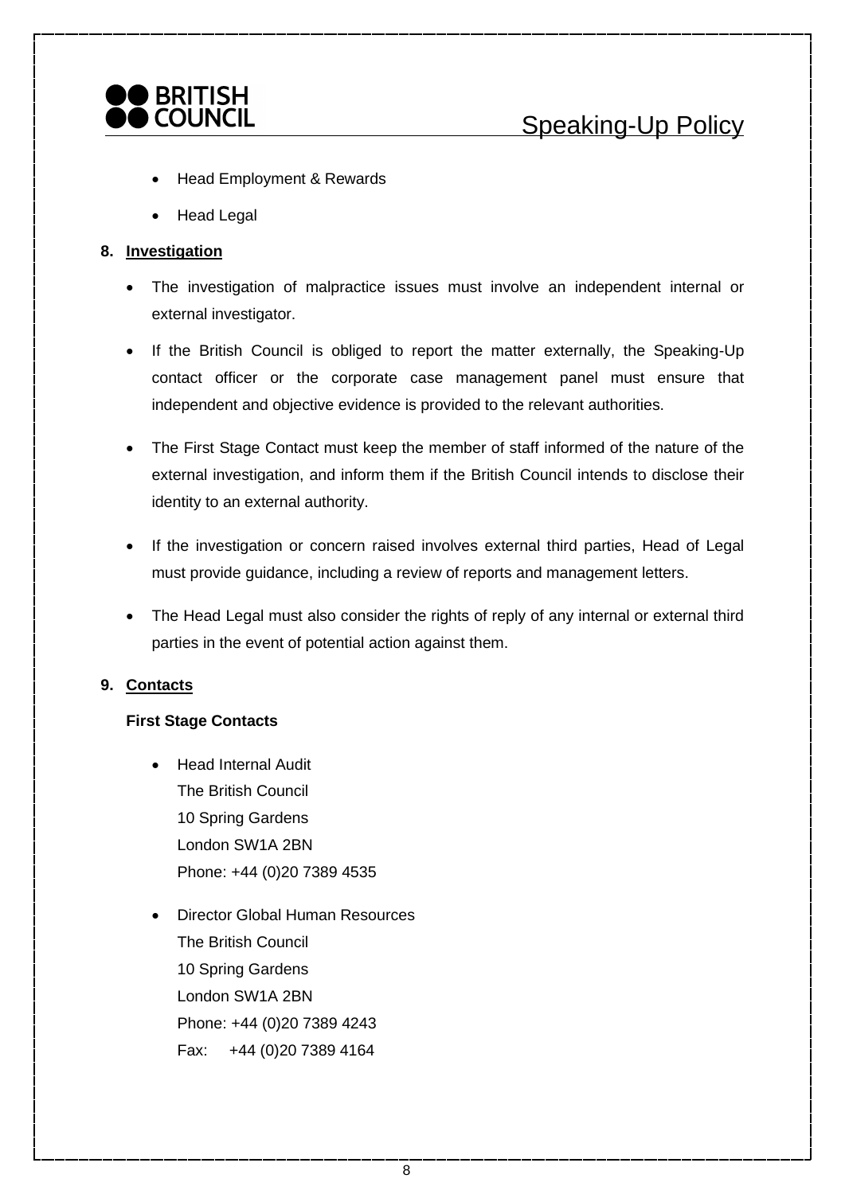- Head Employment & Rewards
- Head Legal

## 8. Investigation

- The investigation of malpractice issues must involve an independent internal or external investigator.
- If the British Council is obliged to report the matter externally, the Speaking-Up contact officer or the corporate case management panel must ensure that independent and objective evidence is provided to the relevant authorities.
- The First Stage Contact must keep the member of staff informed of the nature of the external investigation, and inform them if the British Council intends to disclose their identity to an external authority.
- If the investigation or concern raised involves external third parties, Head of Legal must provide guidance, including a review of reports and management letters.
- The Head Legal must also consider the rights of reply of any internal or external third parties in the event of potential action against them.

## 9. Contacts

**First Stage Contacts**

- Head Internal Audit
  The British Council
  10 Spring Gardens
  London SW1A 2BN
  Phone: +44 (0)20 7389 4535

- Director Global Human Resources
  The British Council
  10 Spring Gardens
  London SW1A 2BN
  Phone: +44 (0)20 7389 4243
  Fax: +44 (0)20 7389 4164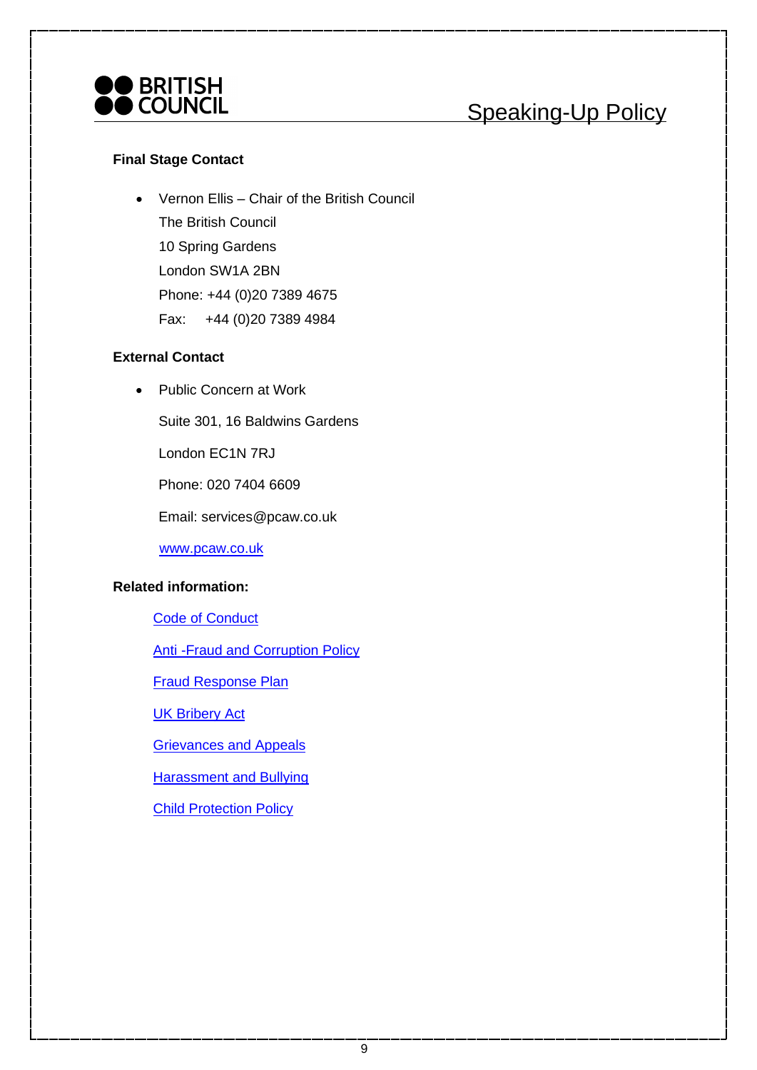**Final Stage Contact**

- Vernon Ellis – Chair of the British Council
  The British Council
  10 Spring Gardens
  London SW1A 2BN
  Phone: +44 (0)20 7389 4675
  Fax: +44 (0)20 7389 4984

**External Contact**

- Public Concern at Work

  Suite 301, 16 Baldwins Gardens

  London EC1N 7RJ

  Phone: 020 7404 6609

  Email: services@pcaw.co.uk

  www.pcaw.co.uk

**Related information:**

Code of Conduct

Anti -Fraud and Corruption Policy

Fraud Response Plan

UK Bribery Act

Grievances and Appeals

Harassment and Bullying

Child Protection Policy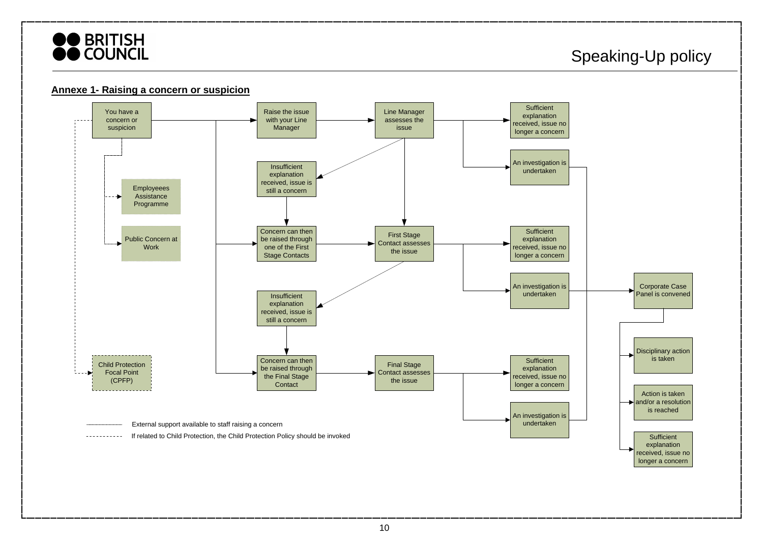## Annexe 1- Raising a concern or suspicion

You have a concern or suspicion

Raise the issue with your Line Manager

Line Manager assesses the issue

Sufficient explanation received, issue no longer a concern

An investigation is undertaken

Insufficient explanation received, issue is still a concern

Employees Assistance Programme

Public Concern at Work

Concern can then be raised through one of the First Stage Contacts

First Stage Contact assesses the issue

Sufficient explanation received, issue no longer a concern

An investigation is undertaken

Corporate Case Panel is convened

Insufficient explanation received, issue is still a concern

Disciplinary action is taken

Child Protection Focal Point (CPFP)

Concern can then be raised through the Final Stage Contact

Final Stage Contact assesses the issue

Sufficient explanation received, issue no longer a concern

Action is taken and/or a resolution is reached

An investigation is undertaken

Sufficient explanation received, issue no longer a concern

External support available to staff raising a concern

If related to Child Protection, the Child Protection Policy should be invoked